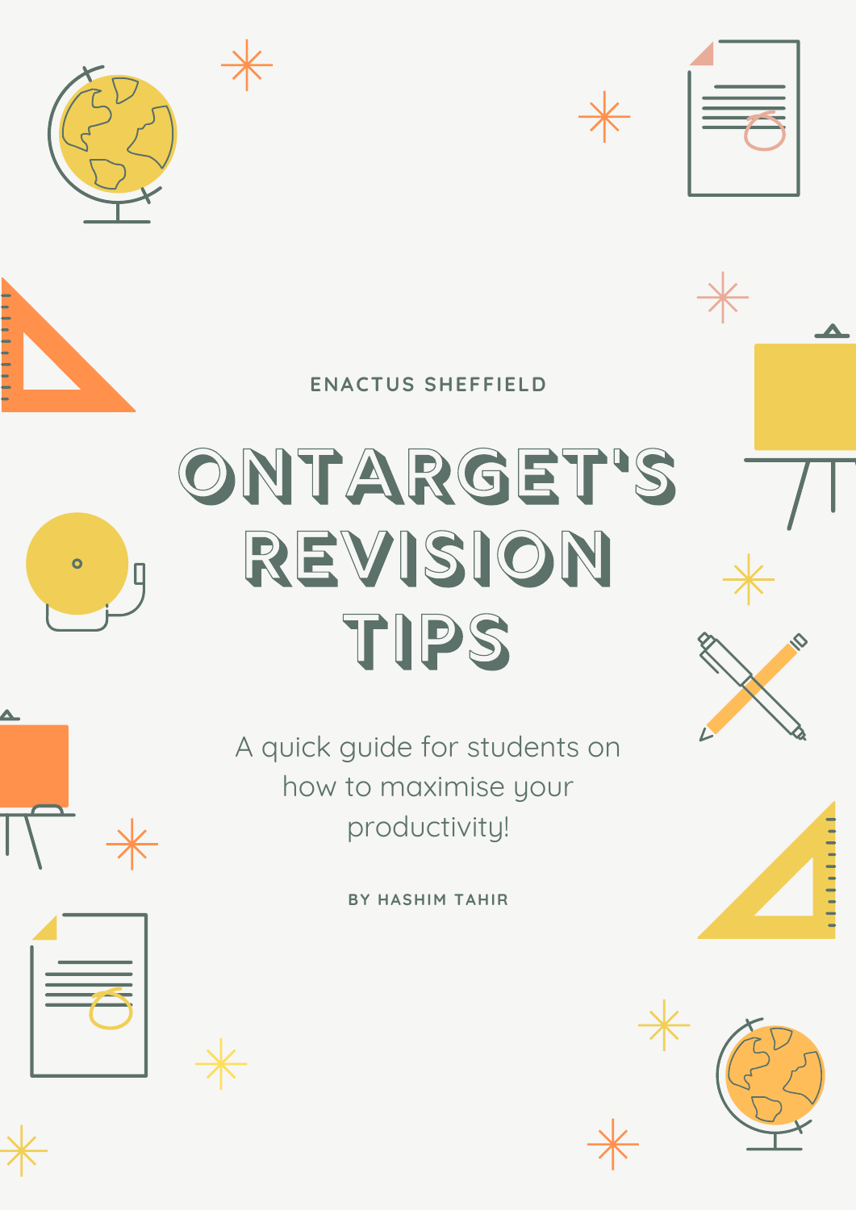ENACTUS SHEFFIELD

# ONTARGET'S REVISION TIPS

A quick guide for students on how to maximise your productivity!

BY HASHIM TAHIR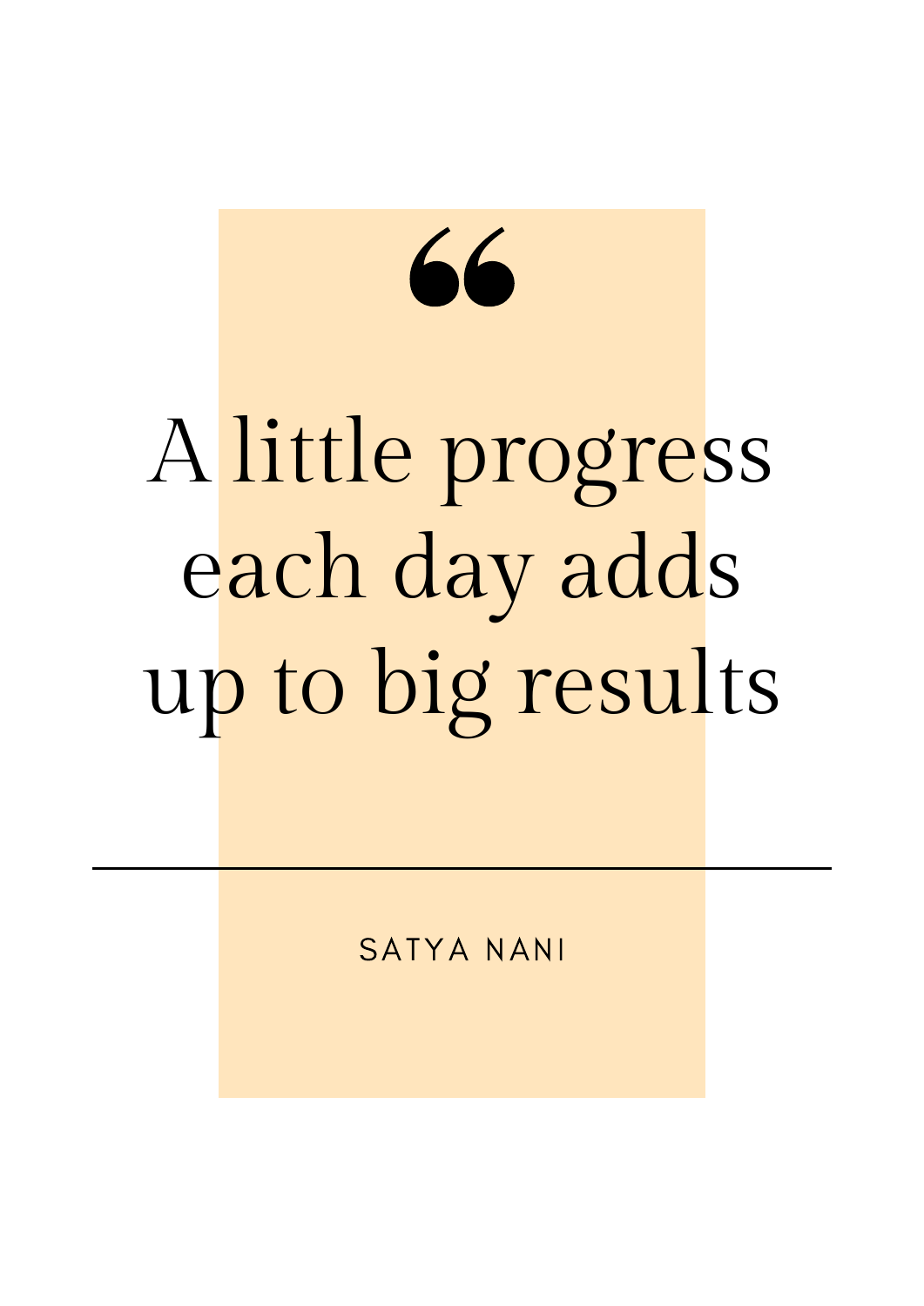“

A little progress each day adds up to big results

---

SATYA NANI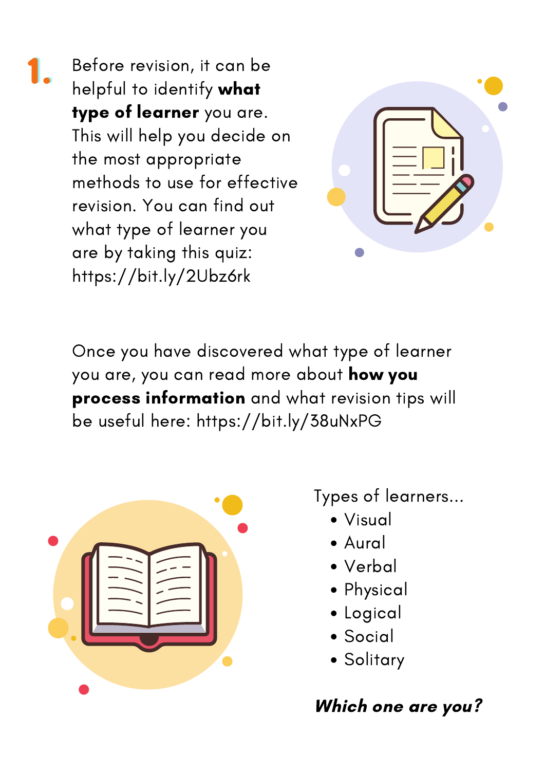1. Before revision, it can be helpful to identify **what type of learner** you are. This will help you decide on the most appropriate methods to use for effective revision. You can find out what type of learner you are by taking this quiz: https://bit.ly/2Ubz6rk

Once you have discovered what type of learner you are, you can read more about **how you process information** and what revision tips will be useful here: https://bit.ly/38uNxPG

Types of learners...

- Visual
- Aural
- Verbal
- Physical
- Logical
- Social
- Solitary

***Which one are you?***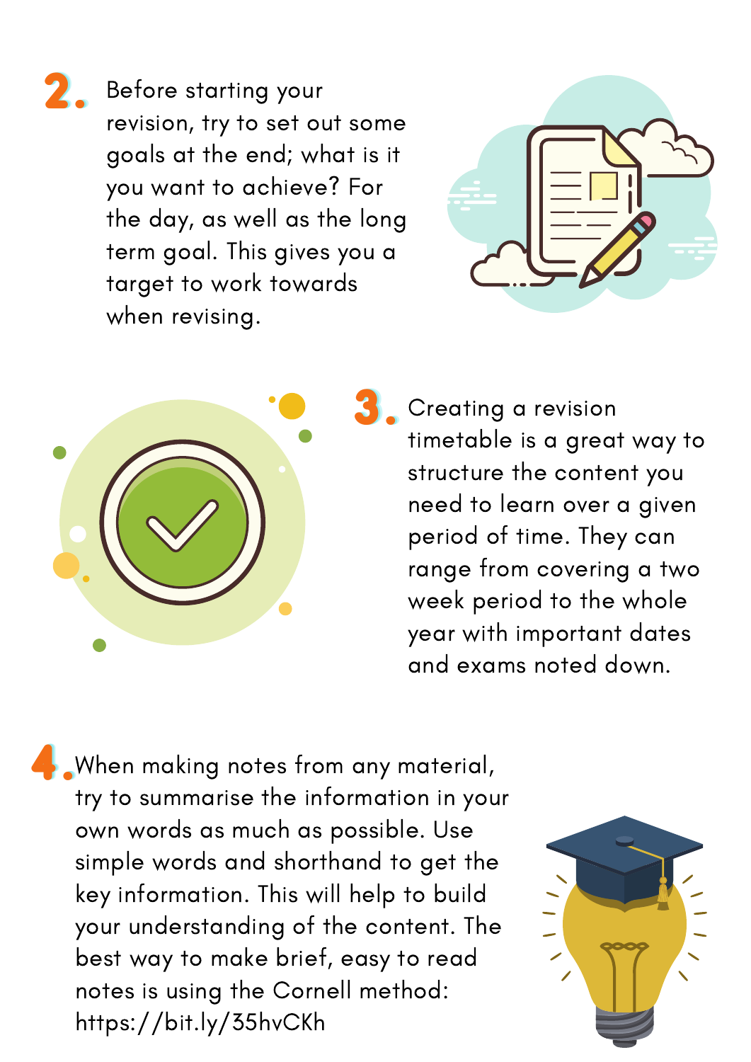2. Before starting your revision, try to set out some goals at the end; what is it you want to achieve? For the day, as well as the long term goal. This gives you a target to work towards when revising.

3. Creating a revision timetable is a great way to structure the content you need to learn over a given period of time. They can range from covering a two week period to the whole year with important dates and exams noted down.

4. When making notes from any material, try to summarise the information in your own words as much as possible. Use simple words and shorthand to get the key information. This will help to build your understanding of the content. The best way to make brief, easy to read notes is using the Cornell method: https://bit.ly/35hvCKh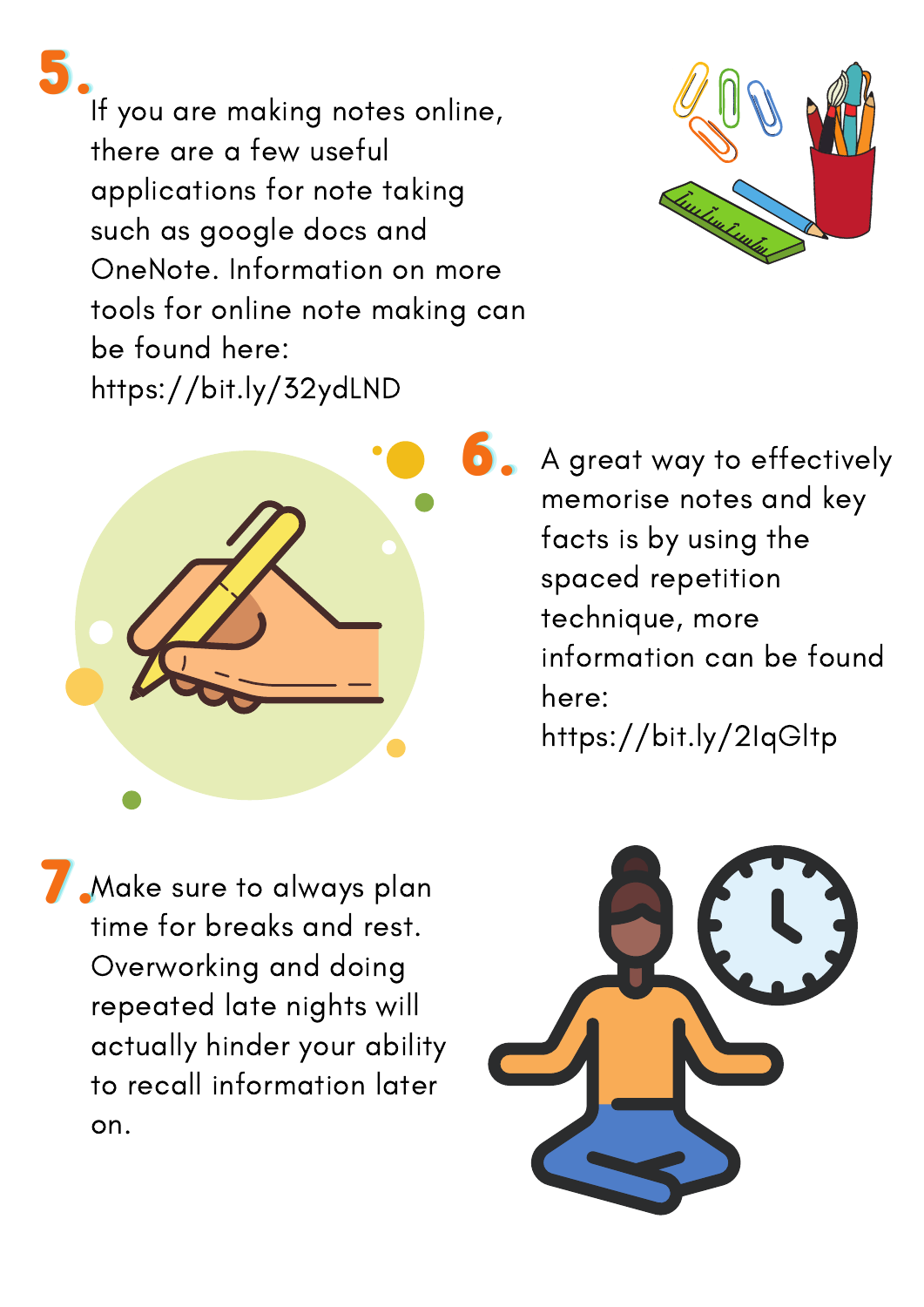5. If you are making notes online, there are a few useful applications for note taking such as google docs and OneNote. Information on more tools for online note making can be found here: https://bit.ly/32ydLND

6. A great way to effectively memorise notes and key facts is by using the spaced repetition technique, more information can be found here: https://bit.ly/2IqGltp

7. Make sure to always plan time for breaks and rest. Overworking and doing repeated late nights will actually hinder your ability to recall information later on.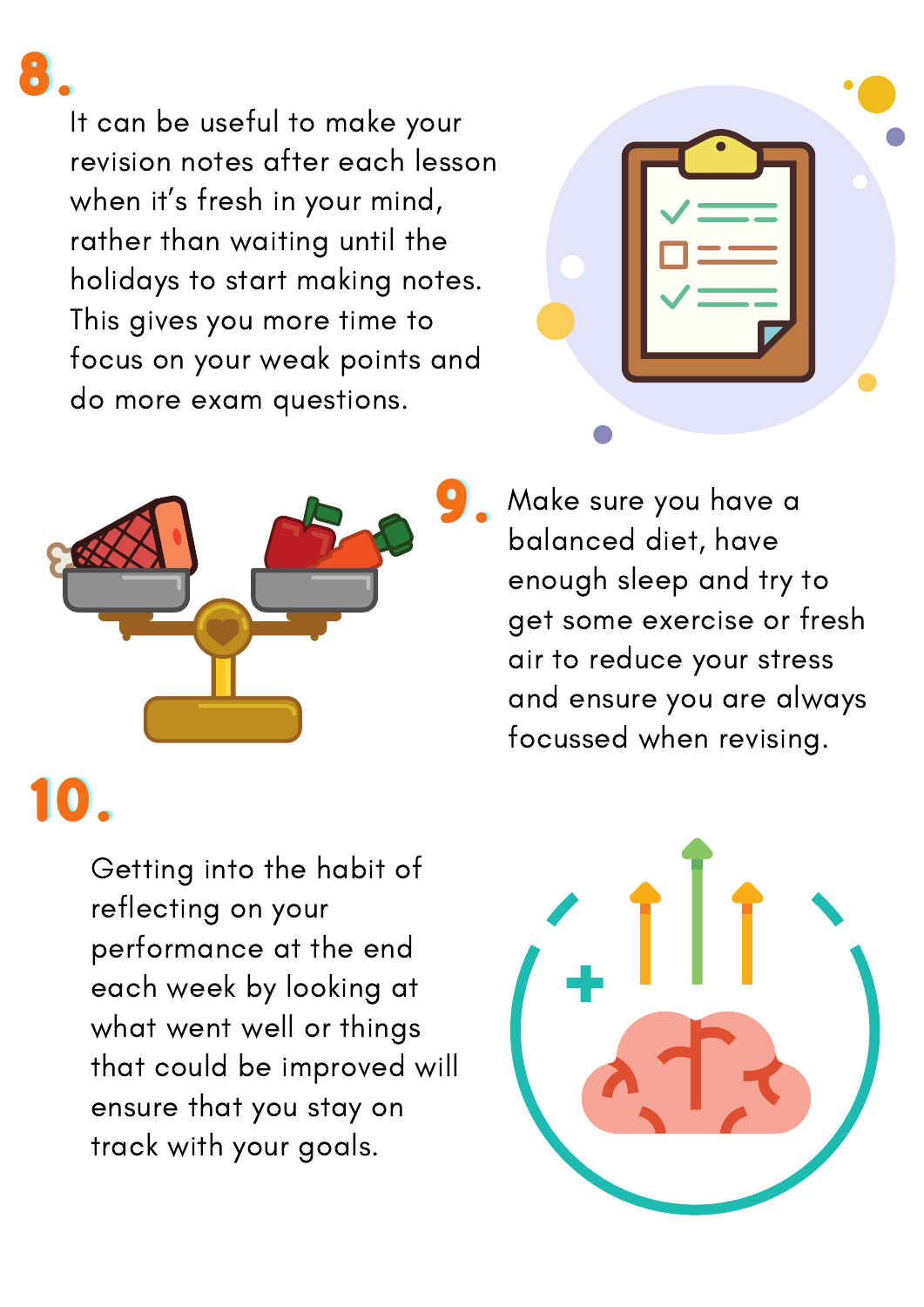## 8.

It can be useful to make your revision notes after each lesson when it's fresh in your mind, rather than waiting until the holidays to start making notes. This gives you more time to focus on your weak points and do more exam questions.

## 9.

Make sure you have a balanced diet, have enough sleep and try to get some exercise or fresh air to reduce your stress and ensure you are always focussed when revising.

## 10.

Getting into the habit of reflecting on your performance at the end each week by looking at what went well or things that could be improved will ensure that you stay on track with your goals.